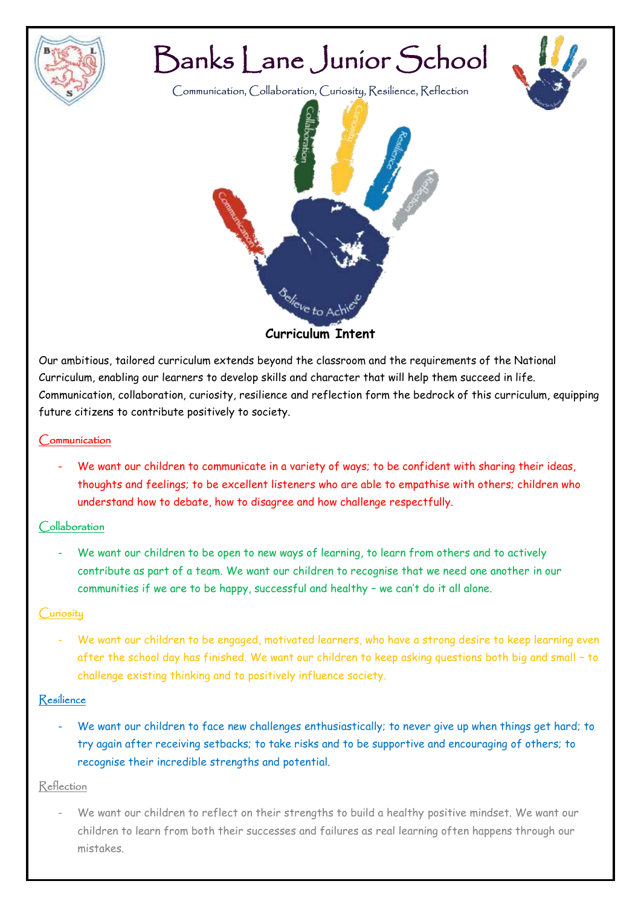# Banks Lane Junior School

Communication, Collaboration, Curiosity, Resilience, Reflection

## Curriculum Intent

Our ambitious, tailored curriculum extends beyond the classroom and the requirements of the National Curriculum, enabling our learners to develop skills and character that will help them succeed in life. Communication, collaboration, curiosity, resilience and reflection form the bedrock of this curriculum, equipping future citizens to contribute positively to society.

### Communication

- We want our children to communicate in a variety of ways; to be confident with sharing their ideas, thoughts and feelings; to be excellent listeners who are able to empathise with others; children who understand how to debate, how to disagree and how challenge respectfully.

### Collaboration

- We want our children to be open to new ways of learning, to learn from others and to actively contribute as part of a team. We want our children to recognise that we need one another in our communities if we are to be happy, successful and healthy – we can't do it all alone.

### Curiosity

- We want our children to be engaged, motivated learners, who have a strong desire to keep learning even after the school day has finished. We want our children to keep asking questions both big and small – to challenge existing thinking and to positively influence society.

### Resilience

- We want our children to face new challenges enthusiastically; to never give up when things get hard; to try again after receiving setbacks; to take risks and to be supportive and encouraging of others; to recognise their incredible strengths and potential.

### Reflection

- We want our children to reflect on their strengths to build a healthy positive mindset. We want our children to learn from both their successes and failures as real learning often happens through our mistakes.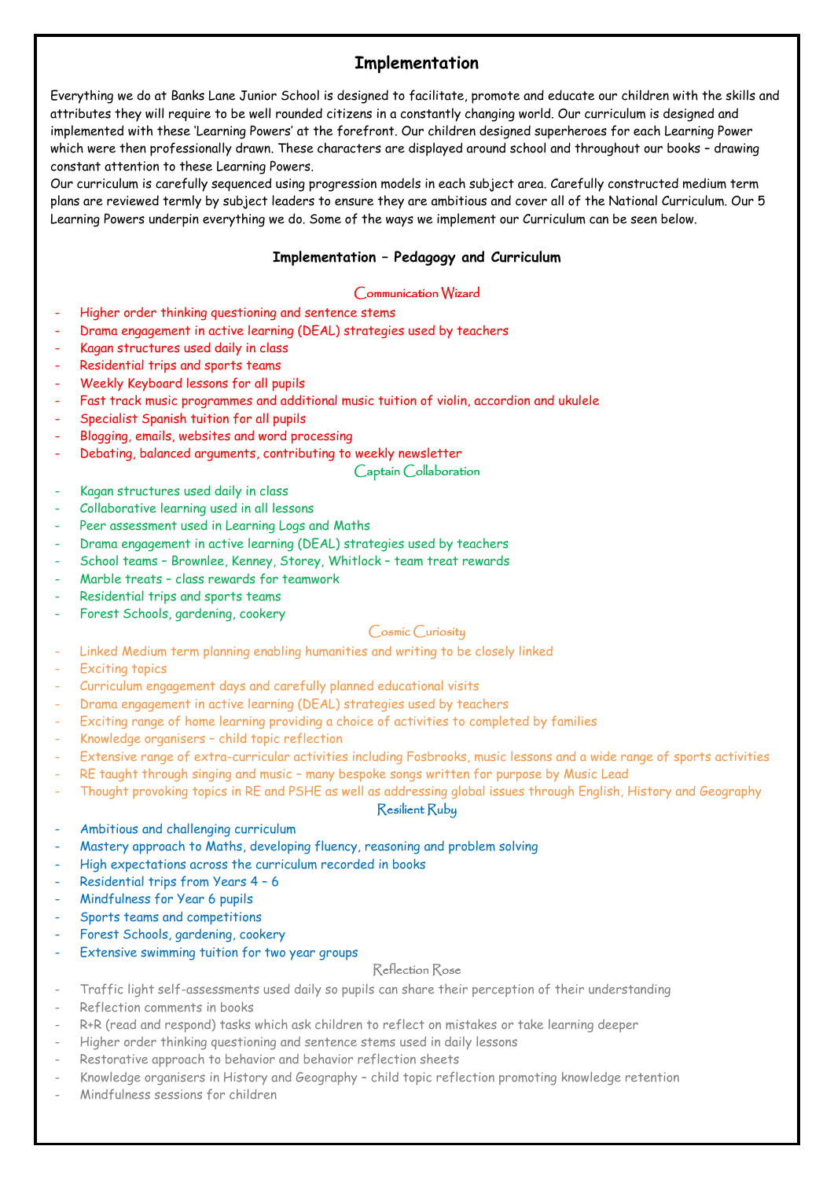# Implementation

Everything we do at Banks Lane Junior School is designed to facilitate, promote and educate our children with the skills and attributes they will require to be well rounded citizens in a constantly changing world. Our curriculum is designed and implemented with these 'Learning Powers' at the forefront. Our children designed superheroes for each Learning Power which were then professionally drawn. These characters are displayed around school and throughout our books – drawing constant attention to these Learning Powers.

Our curriculum is carefully sequenced using progression models in each subject area. Carefully constructed medium term plans are reviewed termly by subject leaders to ensure they are ambitious and cover all of the National Curriculum. Our 5 Learning Powers underpin everything we do. Some of the ways we implement our Curriculum can be seen below.

## Implementation – Pedagogy and Curriculum

### Communication Wizard

- Higher order thinking questioning and sentence stems
- Drama engagement in active learning (DEAL) strategies used by teachers
- Kagan structures used daily in class
- Residential trips and sports teams
- Weekly Keyboard lessons for all pupils
- Fast track music programmes and additional music tuition of violin, accordion and ukulele
- Specialist Spanish tuition for all pupils
- Blogging, emails, websites and word processing
- Debating, balanced arguments, contributing to weekly newsletter

### Captain Collaboration

- Kagan structures used daily in class
- Collaborative learning used in all lessons
- Peer assessment used in Learning Logs and Maths
- Drama engagement in active learning (DEAL) strategies used by teachers
- School teams – Brownlee, Kenney, Storey, Whitlock – team treat rewards
- Marble treats – class rewards for teamwork
- Residential trips and sports teams
- Forest Schools, gardening, cookery

### Cosmic Curiosity

- Linked Medium term planning enabling humanities and writing to be closely linked
- Exciting topics
- Curriculum engagement days and carefully planned educational visits
- Drama engagement in active learning (DEAL) strategies used by teachers
- Exciting range of home learning providing a choice of activities to completed by families
- Knowledge organisers – child topic reflection
- Extensive range of extra-curricular activities including Fosbrooks, music lessons and a wide range of sports activities
- RE taught through singing and music – many bespoke songs written for purpose by Music Lead
- Thought provoking topics in RE and PSHE as well as addressing global issues through English, History and Geography

### Resilient Ruby

- Ambitious and challenging curriculum
- Mastery approach to Maths, developing fluency, reasoning and problem solving
- High expectations across the curriculum recorded in books
- Residential trips from Years 4 – 6
- Mindfulness for Year 6 pupils
- Sports teams and competitions
- Forest Schools, gardening, cookery
- Extensive swimming tuition for two year groups

### Reflection Rose

- Traffic light self-assessments used daily so pupils can share their perception of their understanding
- Reflection comments in books
- R+R (read and respond) tasks which ask children to reflect on mistakes or take learning deeper
- Higher order thinking questioning and sentence stems used in daily lessons
- Restorative approach to behavior and behavior reflection sheets
- Knowledge organisers in History and Geography – child topic reflection promoting knowledge retention
- Mindfulness sessions for children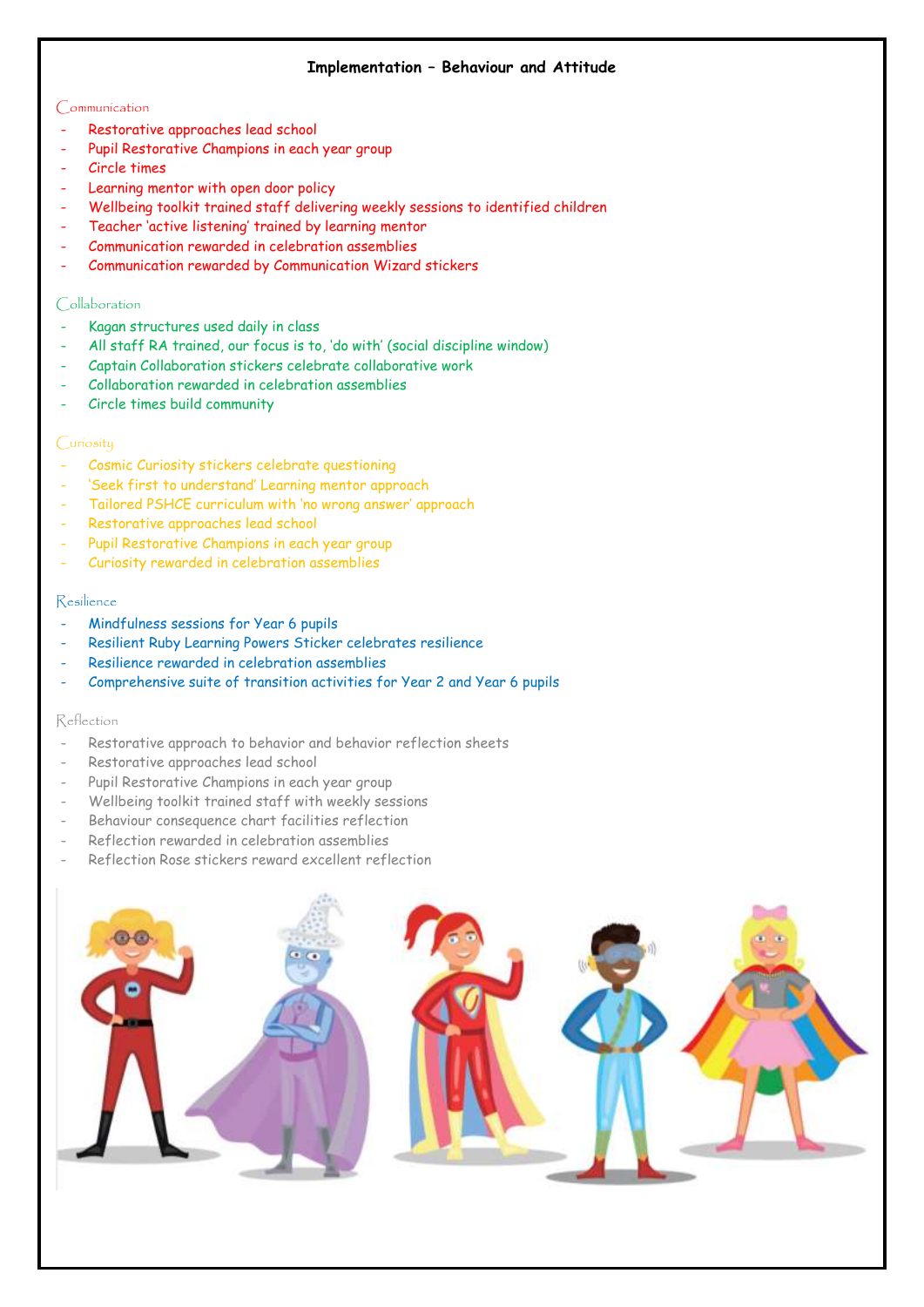## Implementation – Behaviour and Attitude

### Communication

- Restorative approaches lead school
- Pupil Restorative Champions in each year group
- Circle times
- Learning mentor with open door policy
- Wellbeing toolkit trained staff delivering weekly sessions to identified children
- Teacher 'active listening' trained by learning mentor
- Communication rewarded in celebration assemblies
- Communication rewarded by Communication Wizard stickers

### Collaboration

- Kagan structures used daily in class
- All staff RA trained, our focus is to, 'do with' (social discipline window)
- Captain Collaboration stickers celebrate collaborative work
- Collaboration rewarded in celebration assemblies
- Circle times build community

### Curiosity

- Cosmic Curiosity stickers celebrate questioning
- 'Seek first to understand' Learning mentor approach
- Tailored PSHCE curriculum with 'no wrong answer' approach
- Restorative approaches lead school
- Pupil Restorative Champions in each year group
- Curiosity rewarded in celebration assemblies

### Resilience

- Mindfulness sessions for Year 6 pupils
- Resilient Ruby Learning Powers Sticker celebrates resilience
- Resilience rewarded in celebration assemblies
- Comprehensive suite of transition activities for Year 2 and Year 6 pupils

### Reflection

- Restorative approach to behavior and behavior reflection sheets
- Restorative approaches lead school
- Pupil Restorative Champions in each year group
- Wellbeing toolkit trained staff with weekly sessions
- Behaviour consequence chart facilities reflection
- Reflection rewarded in celebration assemblies
- Reflection Rose stickers reward excellent reflection